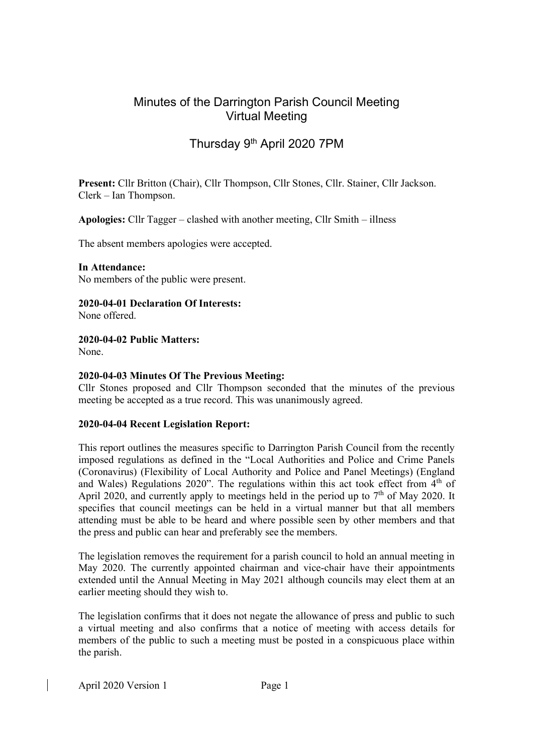# Minutes of the Darrington Parish Council Meeting
## Virtual Meeting

## Thursday 9th April 2020 7PM

**Present:** Cllr Britton (Chair), Cllr Thompson, Cllr Stones, Cllr. Stainer, Cllr Jackson.
Clerk – Ian Thompson.

**Apologies:** Cllr Tagger – clashed with another meeting, Cllr Smith – illness

The absent members apologies were accepted.

**In Attendance:**
No members of the public were present.

**2020-04-01 Declaration Of Interests:**
None offered.

**2020-04-02 Public Matters:**
None.

**2020-04-03 Minutes Of The Previous Meeting:**
Cllr Stones proposed and Cllr Thompson seconded that the minutes of the previous meeting be accepted as a true record. This was unanimously agreed.

**2020-04-04 Recent Legislation Report:**

This report outlines the measures specific to Darrington Parish Council from the recently imposed regulations as defined in the "Local Authorities and Police and Crime Panels (Coronavirus) (Flexibility of Local Authority and Police and Panel Meetings) (England and Wales) Regulations 2020". The regulations within this act took effect from 4th of April 2020, and currently apply to meetings held in the period up to 7th of May 2020. It specifies that council meetings can be held in a virtual manner but that all members attending must be able to be heard and where possible seen by other members and that the press and public can hear and preferably see the members.

The legislation removes the requirement for a parish council to hold an annual meeting in May 2020. The currently appointed chairman and vice-chair have their appointments extended until the Annual Meeting in May 2021 although councils may elect them at an earlier meeting should they wish to.

The legislation confirms that it does not negate the allowance of press and public to such a virtual meeting and also confirms that a notice of meeting with access details for members of the public to such a meeting must be posted in a conspicuous place within the parish.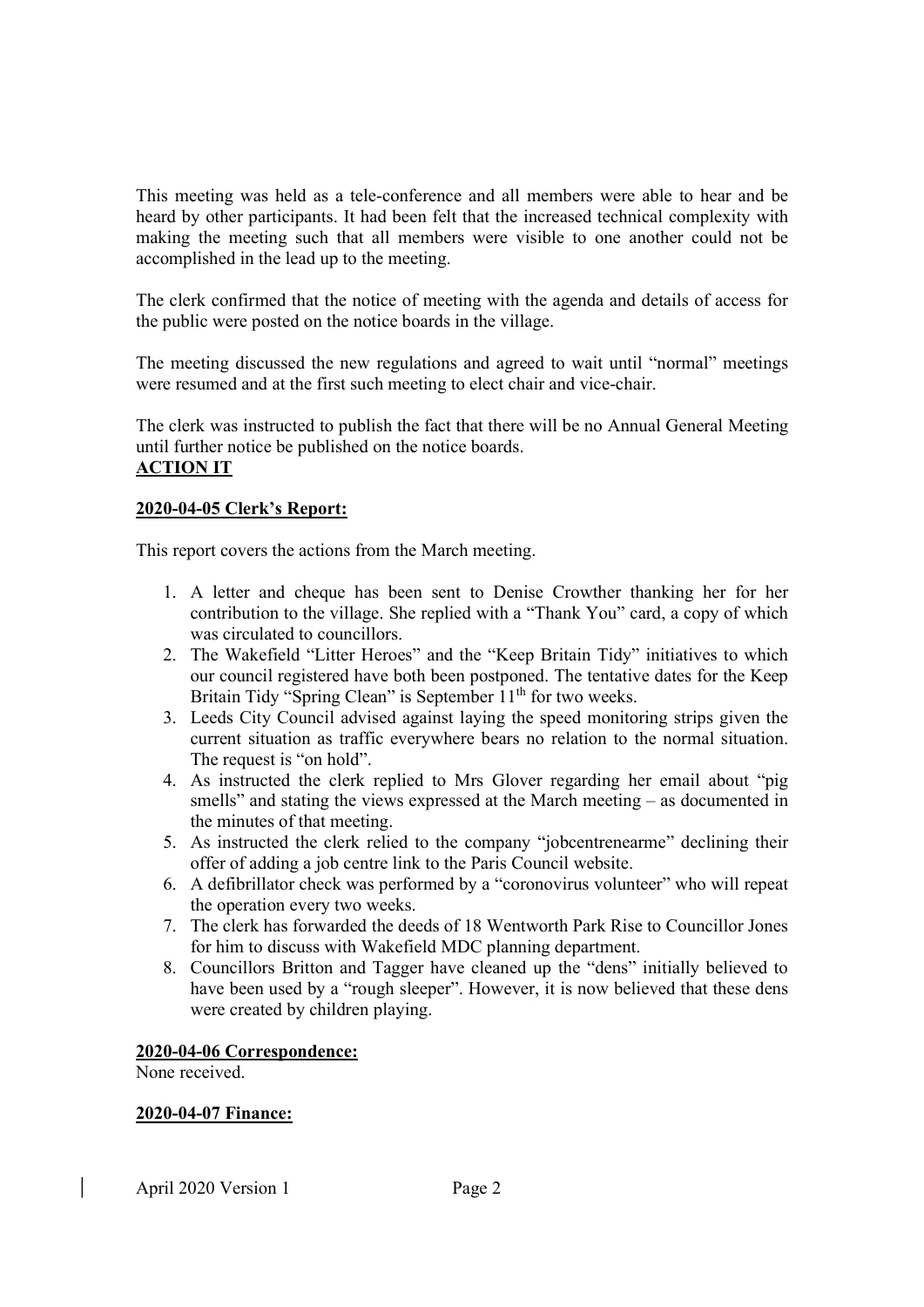This meeting was held as a tele-conference and all members were able to hear and be heard by other participants. It had been felt that the increased technical complexity with making the meeting such that all members were visible to one another could not be accomplished in the lead up to the meeting.

The clerk confirmed that the notice of meeting with the agenda and details of access for the public were posted on the notice boards in the village.

The meeting discussed the new regulations and agreed to wait until "normal" meetings were resumed and at the first such meeting to elect chair and vice-chair.

The clerk was instructed to publish the fact that there will be no Annual General Meeting until further notice be published on the notice boards.
**ACTION IT**

**2020-04-05 Clerk's Report:**

This report covers the actions from the March meeting.

1. A letter and cheque has been sent to Denise Crowther thanking her for her contribution to the village. She replied with a "Thank You" card, a copy of which was circulated to councillors.
2. The Wakefield "Litter Heroes" and the "Keep Britain Tidy" initiatives to which our council registered have both been postponed. The tentative dates for the Keep Britain Tidy "Spring Clean" is September 11th for two weeks.
3. Leeds City Council advised against laying the speed monitoring strips given the current situation as traffic everywhere bears no relation to the normal situation. The request is "on hold".
4. As instructed the clerk replied to Mrs Glover regarding her email about "pig smells" and stating the views expressed at the March meeting – as documented in the minutes of that meeting.
5. As instructed the clerk relied to the company "jobcentrenearme" declining their offer of adding a job centre link to the Paris Council website.
6. A defibrillator check was performed by a "coronovirus volunteer" who will repeat the operation every two weeks.
7. The clerk has forwarded the deeds of 18 Wentworth Park Rise to Councillor Jones for him to discuss with Wakefield MDC planning department.
8. Councillors Britton and Tagger have cleaned up the "dens" initially believed to have been used by a "rough sleeper". However, it is now believed that these dens were created by children playing.

**2020-04-06 Correspondence:**
None received.

**2020-04-07 Finance:**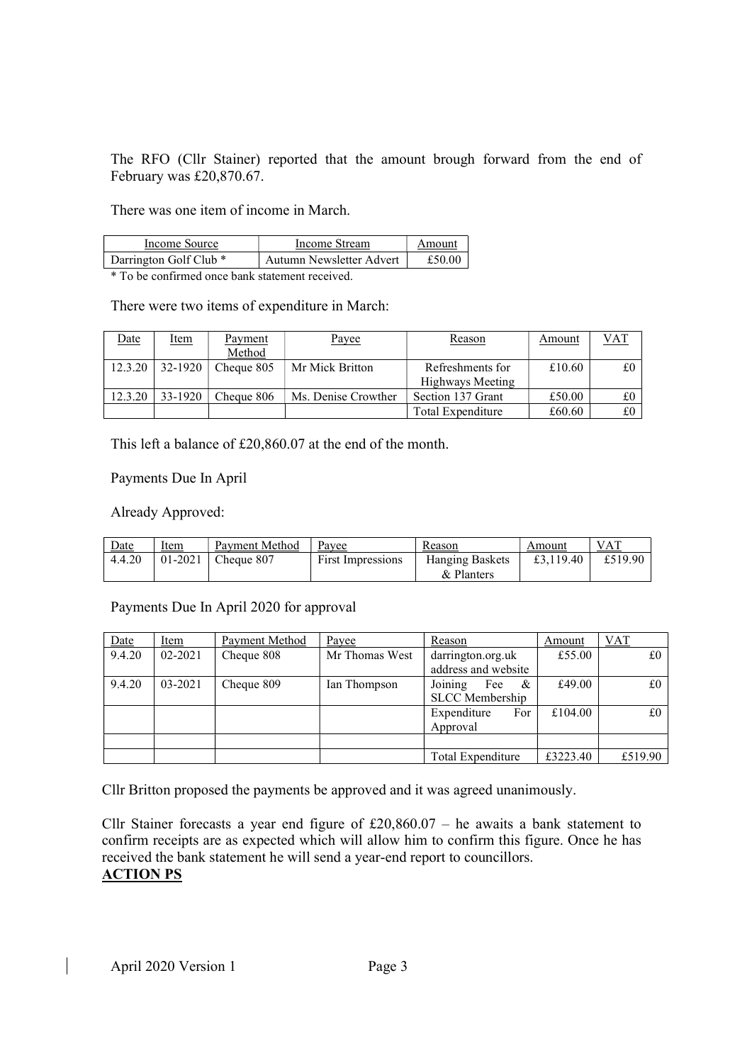The RFO (Cllr Stainer) reported that the amount brough forward from the end of February was £20,870.67.

There was one item of income in March.

| Income Source | Income Stream | Amount |
|---|---|---|
| Darrington Golf Club * | Autumn Newsletter Advert | £50.00 |

* To be confirmed once bank statement received.

There were two items of expenditure in March:

| Date | Item | Payment Method | Payee | Reason | Amount | VAT |
|---|---|---|---|---|---|---|
| 12.3.20 | 32-1920 | Cheque 805 | Mr Mick Britton | Refreshments for Highways Meeting | £10.60 | £0 |
| 12.3.20 | 33-1920 | Cheque 806 | Ms. Denise Crowther | Section 137 Grant | £50.00 | £0 |
| | | | | Total Expenditure | £60.60 | £0 |

This left a balance of £20,860.07 at the end of the month.

Payments Due In April

Already Approved:

| Date | Item | Payment Method | Payee | Reason | Amount | VAT |
|---|---|---|---|---|---|---|
| 4.4.20 | 01-2021 | Cheque 807 | First Impressions | Hanging Baskets & Planters | £3,119.40 | £519.90 |

Payments Due In April 2020 for approval

| Date | Item | Payment Method | Payee | Reason | Amount | VAT |
|---|---|---|---|---|---|---|
| 9.4.20 | 02-2021 | Cheque 808 | Mr Thomas West | darrington.org.uk address and website | £55.00 | £0 |
| 9.4.20 | 03-2021 | Cheque 809 | Ian Thompson | Joining Fee & SLCC Membership | £49.00 | £0 |
| | | | | Expenditure For Approval | £104.00 | £0 |
| | | | | | | |
| | | | | Total Expenditure | £3223.40 | £519.90 |

Cllr Britton proposed the payments be approved and it was agreed unanimously.

Cllr Stainer forecasts a year end figure of £20,860.07 – he awaits a bank statement to confirm receipts are as expected which will allow him to confirm this figure. Once he has received the bank statement he will send a year-end report to councillors.
**ACTION PS**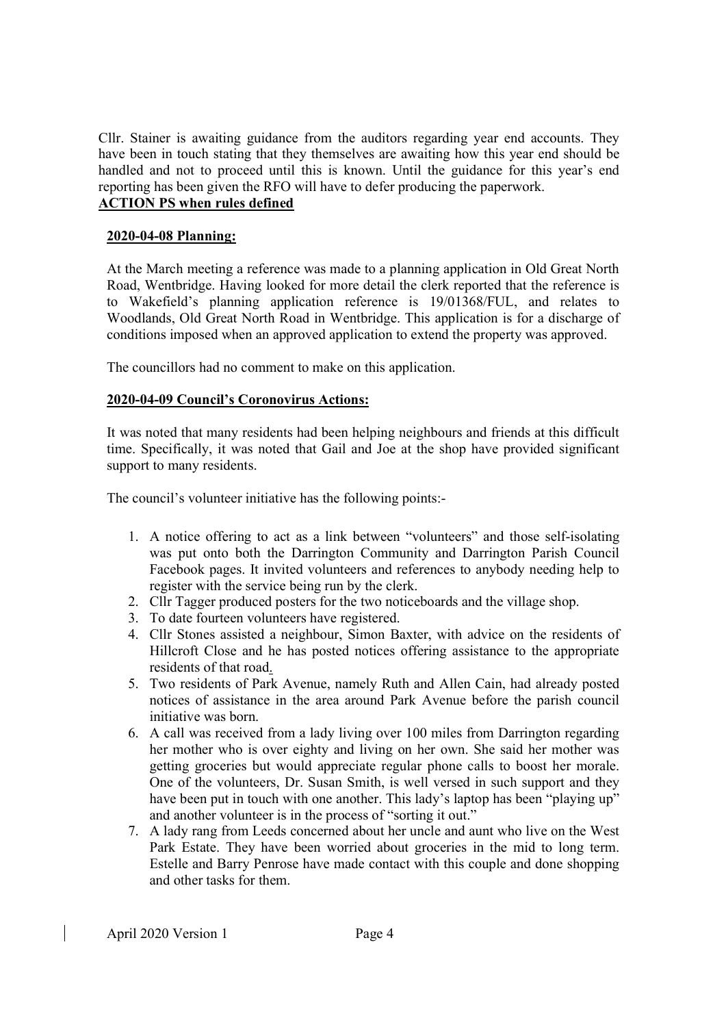Cllr. Stainer is awaiting guidance from the auditors regarding year end accounts. They have been in touch stating that they themselves are awaiting how this year end should be handled and not to proceed until this is known. Until the guidance for this year's end reporting has been given the RFO will have to defer producing the paperwork.

**ACTION PS when rules defined**

## 2020-04-08 Planning:

At the March meeting a reference was made to a planning application in Old Great North Road, Wentbridge. Having looked for more detail the clerk reported that the reference is to Wakefield's planning application reference is 19/01368/FUL, and relates to Woodlands, Old Great North Road in Wentbridge. This application is for a discharge of conditions imposed when an approved application to extend the property was approved.

The councillors had no comment to make on this application.

## 2020-04-09 Council's Coronovirus Actions:

It was noted that many residents had been helping neighbours and friends at this difficult time. Specifically, it was noted that Gail and Joe at the shop have provided significant support to many residents.

The council's volunteer initiative has the following points:-

1. A notice offering to act as a link between "volunteers" and those self-isolating was put onto both the Darrington Community and Darrington Parish Council Facebook pages. It invited volunteers and references to anybody needing help to register with the service being run by the clerk.
2. Cllr Tagger produced posters for the two noticeboards and the village shop.
3. To date fourteen volunteers have registered.
4. Cllr Stones assisted a neighbour, Simon Baxter, with advice on the residents of Hillcroft Close and he has posted notices offering assistance to the appropriate residents of that road.
5. Two residents of Park Avenue, namely Ruth and Allen Cain, had already posted notices of assistance in the area around Park Avenue before the parish council initiative was born.
6. A call was received from a lady living over 100 miles from Darrington regarding her mother who is over eighty and living on her own. She said her mother was getting groceries but would appreciate regular phone calls to boost her morale. One of the volunteers, Dr. Susan Smith, is well versed in such support and they have been put in touch with one another. This lady's laptop has been "playing up" and another volunteer is in the process of "sorting it out."
7. A lady rang from Leeds concerned about her uncle and aunt who live on the West Park Estate. They have been worried about groceries in the mid to long term. Estelle and Barry Penrose have made contact with this couple and done shopping and other tasks for them.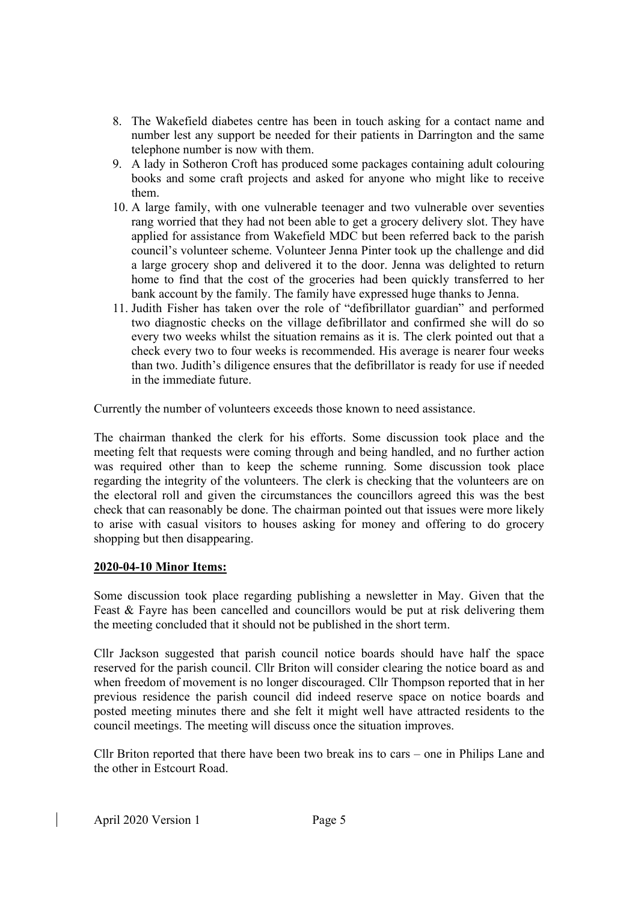8. The Wakefield diabetes centre has been in touch asking for a contact name and number lest any support be needed for their patients in Darrington and the same telephone number is now with them.
9. A lady in Sotheron Croft has produced some packages containing adult colouring books and some craft projects and asked for anyone who might like to receive them.
10. A large family, with one vulnerable teenager and two vulnerable over seventies rang worried that they had not been able to get a grocery delivery slot. They have applied for assistance from Wakefield MDC but been referred back to the parish council's volunteer scheme. Volunteer Jenna Pinter took up the challenge and did a large grocery shop and delivered it to the door. Jenna was delighted to return home to find that the cost of the groceries had been quickly transferred to her bank account by the family. The family have expressed huge thanks to Jenna.
11. Judith Fisher has taken over the role of "defibrillator guardian" and performed two diagnostic checks on the village defibrillator and confirmed she will do so every two weeks whilst the situation remains as it is. The clerk pointed out that a check every two to four weeks is recommended. His average is nearer four weeks than two. Judith's diligence ensures that the defibrillator is ready for use if needed in the immediate future.

Currently the number of volunteers exceeds those known to need assistance.

The chairman thanked the clerk for his efforts. Some discussion took place and the meeting felt that requests were coming through and being handled, and no further action was required other than to keep the scheme running. Some discussion took place regarding the integrity of the volunteers. The clerk is checking that the volunteers are on the electoral roll and given the circumstances the councillors agreed this was the best check that can reasonably be done. The chairman pointed out that issues were more likely to arise with casual visitors to houses asking for money and offering to do grocery shopping but then disappearing.

**2020-04-10 Minor Items:**

Some discussion took place regarding publishing a newsletter in May. Given that the Feast & Fayre has been cancelled and councillors would be put at risk delivering them the meeting concluded that it should not be published in the short term.

Cllr Jackson suggested that parish council notice boards should have half the space reserved for the parish council. Cllr Briton will consider clearing the notice board as and when freedom of movement is no longer discouraged. Cllr Thompson reported that in her previous residence the parish council did indeed reserve space on notice boards and posted meeting minutes there and she felt it might well have attracted residents to the council meetings. The meeting will discuss once the situation improves.

Cllr Briton reported that there have been two break ins to cars – one in Philips Lane and the other in Estcourt Road.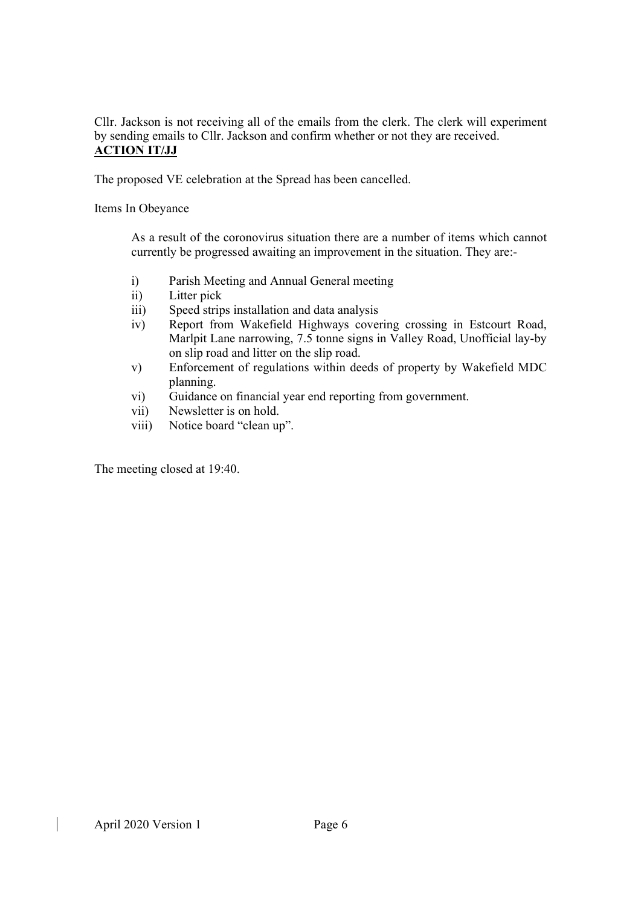Cllr. Jackson is not receiving all of the emails from the clerk. The clerk will experiment by sending emails to Cllr. Jackson and confirm whether or not they are received.
**ACTION IT/JJ**

The proposed VE celebration at the Spread has been cancelled.

Items In Obeyance

As a result of the coronovirus situation there are a number of items which cannot currently be progressed awaiting an improvement in the situation. They are:-

i) Parish Meeting and Annual General meeting
ii) Litter pick
iii) Speed strips installation and data analysis
iv) Report from Wakefield Highways covering crossing in Estcourt Road, Marlpit Lane narrowing, 7.5 tonne signs in Valley Road, Unofficial lay-by on slip road and litter on the slip road.
v) Enforcement of regulations within deeds of property by Wakefield MDC planning.
vi) Guidance on financial year end reporting from government.
vii) Newsletter is on hold.
viii) Notice board "clean up".

The meeting closed at 19:40.